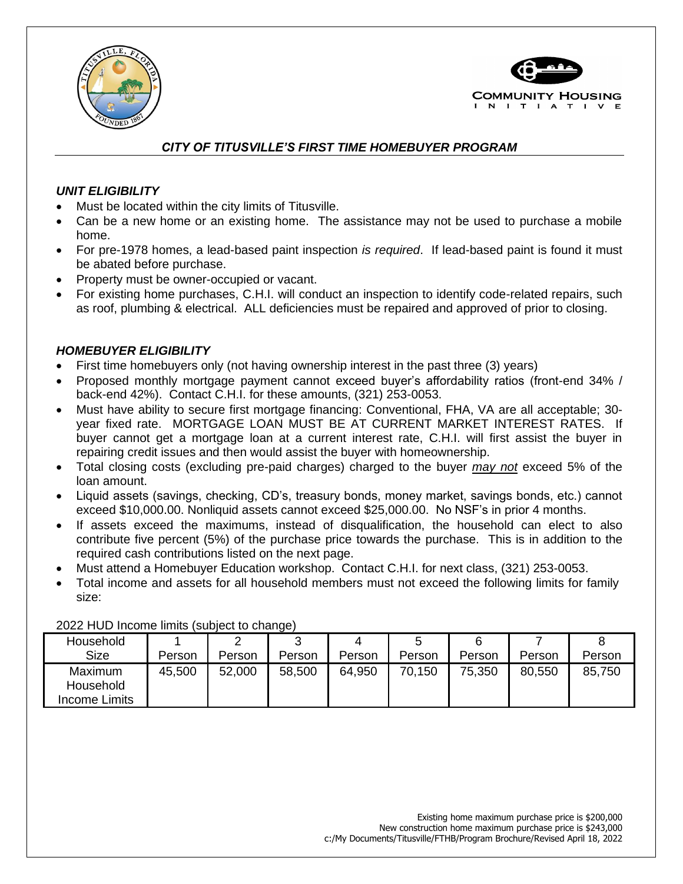# *CITY OF TITUSVILLE'S FIRST TIME HOMEBUYER PROGRAM*

### *UNIT ELIGIBILITY*

- Must be located within the city limits of Titusville.
- Can be a new home or an existing home. The assistance may not be used to purchase a mobile home.
- For pre-1978 homes, a lead-based paint inspection *is required*. If lead-based paint is found it must be abated before purchase.
- Property must be owner-occupied or vacant.
- For existing home purchases, C.H.I. will conduct an inspection to identify code-related repairs, such as roof, plumbing & electrical. ALL deficiencies must be repaired and approved of prior to closing.

### *HOMEBUYER ELIGIBILITY*

- First time homebuyers only (not having ownership interest in the past three (3) years)
- Proposed monthly mortgage payment cannot exceed buyer's affordability ratios (front-end 34% / back-end 42%). Contact C.H.I. for these amounts, (321) 253-0053.
- Must have ability to secure first mortgage financing: Conventional, FHA, VA are all acceptable; 30-year fixed rate. MORTGAGE LOAN MUST BE AT CURRENT MARKET INTEREST RATES. If buyer cannot get a mortgage loan at a current interest rate, C.H.I. will first assist the buyer in repairing credit issues and then would assist the buyer with homeownership.
- Total closing costs (excluding pre-paid charges) charged to the buyer ***may not*** exceed 5% of the loan amount.
- Liquid assets (savings, checking, CD's, treasury bonds, money market, savings bonds, etc.) cannot exceed $10,000.00. Nonliquid assets cannot exceed $25,000.00. No NSF's in prior 4 months.
- If assets exceed the maximums, instead of disqualification, the household can elect to also contribute five percent (5%) of the purchase price towards the purchase. This is in addition to the required cash contributions listed on the next page.
- Must attend a Homebuyer Education workshop. Contact C.H.I. for next class, (321) 253-0053.
- Total income and assets for all household members must not exceed the following limits for family size:

2022 HUD Income limits (subject to change)

| Household Size | 1 Person | 2 Person | 3 Person | 4 Person | 5 Person | 6 Person | 7 Person | 8 Person |
|---|---|---|---|---|---|---|---|---|
| Maximum Household Income Limits | 45,500 | 52,000 | 58,500 | 64,950 | 70,150 | 75,350 | 80,550 | 85,750 |

Existing home maximum purchase price is $200,000
New construction home maximum purchase price is $243,000
c:/My Documents/Titusville/FTHB/Program Brochure/Revised April 18, 2022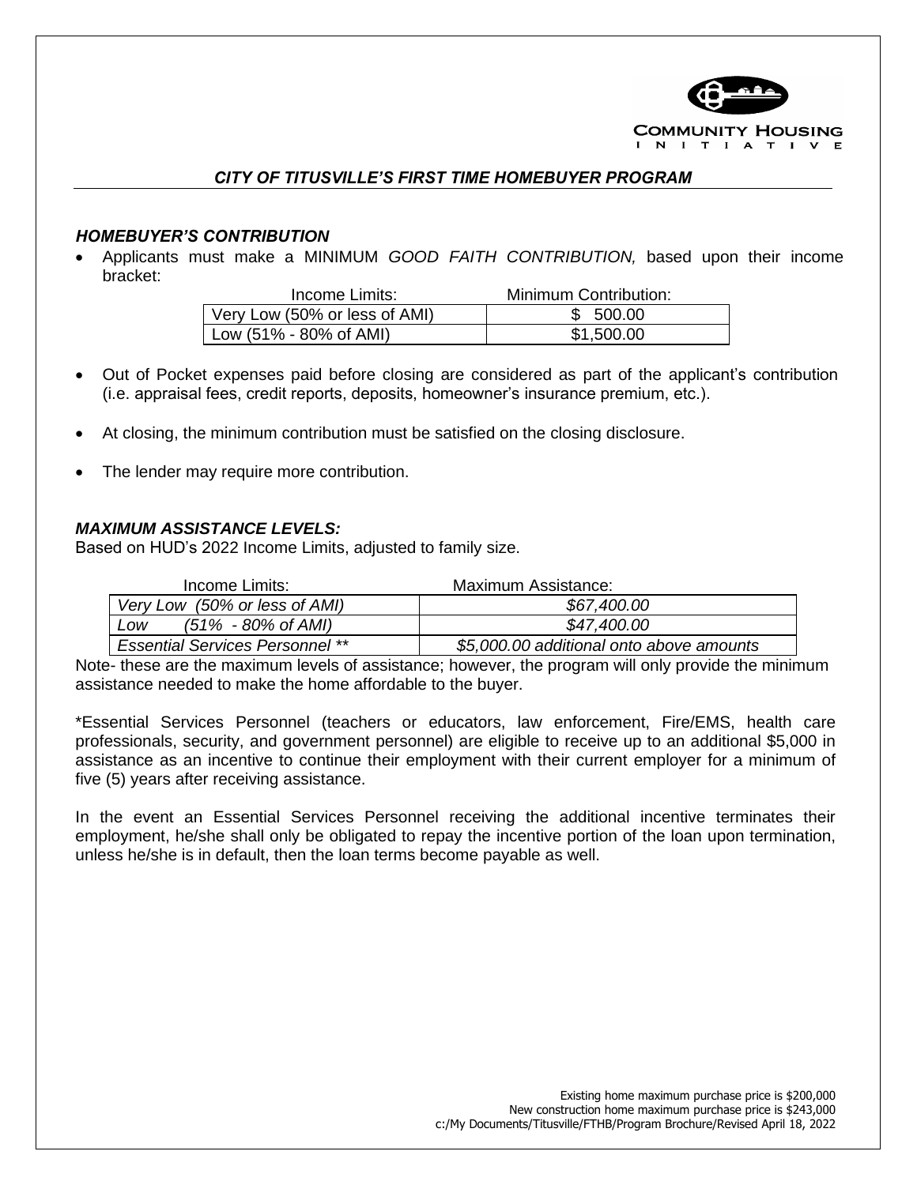COMMUNITY HOUSING INITIATIVE

## *CITY OF TITUSVILLE'S FIRST TIME HOMEBUYER PROGRAM*

### *HOMEBUYER'S CONTRIBUTION*

- Applicants must make a MINIMUM *GOOD FAITH CONTRIBUTION,* based upon their income bracket:

| Income Limits: | Minimum Contribution: |
|---|---|
| Very Low (50% or less of AMI) | $ 500.00 |
| Low (51% - 80% of AMI) | $1,500.00 |

- Out of Pocket expenses paid before closing are considered as part of the applicant's contribution (i.e. appraisal fees, credit reports, deposits, homeowner's insurance premium, etc.).
- At closing, the minimum contribution must be satisfied on the closing disclosure.
- The lender may require more contribution.

### *MAXIMUM ASSISTANCE LEVELS:*

Based on HUD's 2022 Income Limits, adjusted to family size.

| Income Limits: | Maximum Assistance: |
|---|---|
| *Very Low (50% or less of AMI)* | *$67,400.00* |
| *Low (51% - 80% of AMI)* | *$47,400.00* |
| *Essential Services Personnel \*\** | *$5,000.00 additional onto above amounts* |

Note- these are the maximum levels of assistance; however, the program will only provide the minimum assistance needed to make the home affordable to the buyer.

*Essential Services Personnel (teachers or educators, law enforcement, Fire/EMS, health care professionals, security, and government personnel) are eligible to receive up to an additional $5,000 in assistance as an incentive to continue their employment with their current employer for a minimum of five (5) years after receiving assistance.

In the event an Essential Services Personnel receiving the additional incentive terminates their employment, he/she shall only be obligated to repay the incentive portion of the loan upon termination, unless he/she is in default, then the loan terms become payable as well.

Existing home maximum purchase price is $200,000
New construction home maximum purchase price is $243,000
c:/My Documents/Titusville/FTHB/Program Brochure/Revised April 18, 2022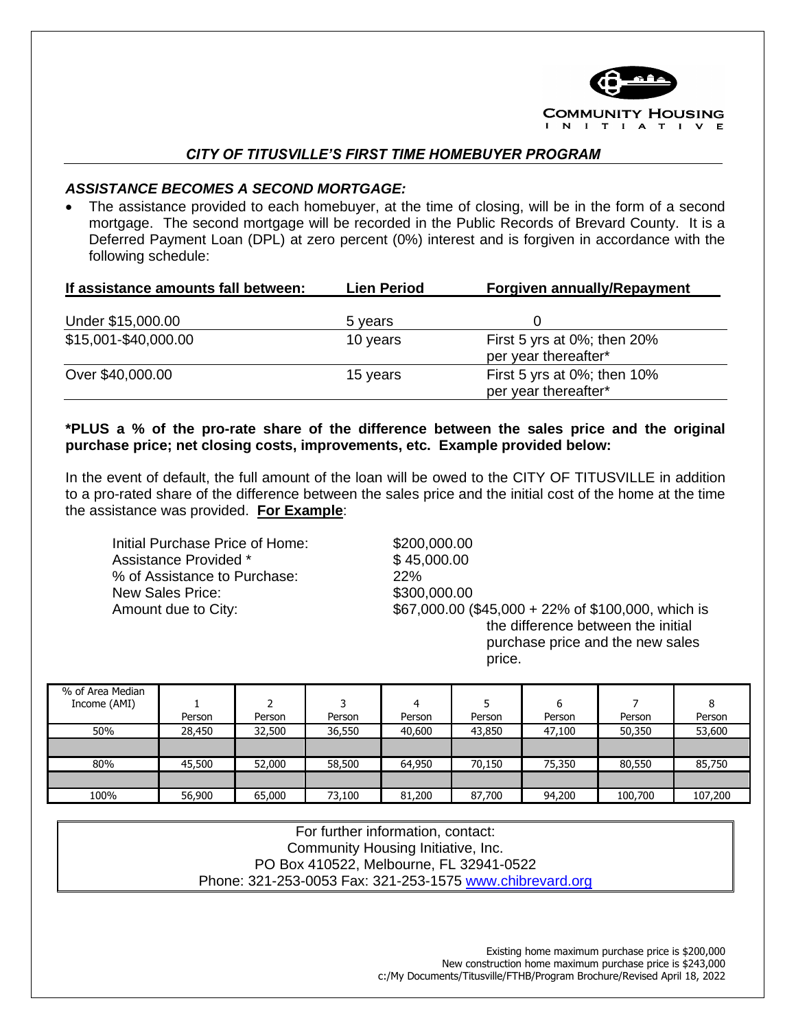COMMUNITY HOUSING INITIATIVE

## *CITY OF TITUSVILLE'S FIRST TIME HOMEBUYER PROGRAM*

### *ASSISTANCE BECOMES A SECOND MORTGAGE:*

- The assistance provided to each homebuyer, at the time of closing, will be in the form of a second mortgage. The second mortgage will be recorded in the Public Records of Brevard County. It is a Deferred Payment Loan (DPL) at zero percent (0%) interest and is forgiven in accordance with the following schedule:

| If assistance amounts fall between: | Lien Period | Forgiven annually/Repayment |
|---|---|---|
| Under $15,000.00 | 5 years | 0 |
| $15,001-$40,000.00 | 10 years | First 5 yrs at 0%; then 20% per year thereafter* |
| Over $40,000.00 | 15 years | First 5 yrs at 0%; then 10% per year thereafter* |

**\*PLUS a % of the pro-rate share of the difference between the sales price and the original purchase price; net closing costs, improvements, etc. Example provided below:**

In the event of default, the full amount of the loan will be owed to the CITY OF TITUSVILLE in addition to a pro-rated share of the difference between the sales price and the initial cost of the home at the time the assistance was provided. **For Example**:

| | |
|---|---|
| Initial Purchase Price of Home: | $200,000.00 |
| Assistance Provided * | $ 45,000.00 |
| % of Assistance to Purchase: | 22% |
| New Sales Price: | $300,000.00 |
| Amount due to City: | $67,000.00 ($45,000 + 22% of $100,000, which is the difference between the initial purchase price and the new sales price. |

| % of Area Median Income (AMI) | 1 Person | 2 Person | 3 Person | 4 Person | 5 Person | 6 Person | 7 Person | 8 Person |
|---|---|---|---|---|---|---|---|---|
| 50% | 28,450 | 32,500 | 36,550 | 40,600 | 43,850 | 47,100 | 50,350 | 53,600 |
| | | | | | | | | |
| 80% | 45,500 | 52,000 | 58,500 | 64,950 | 70,150 | 75,350 | 80,550 | 85,750 |
| | | | | | | | | |
| 100% | 56,900 | 65,000 | 73,100 | 81,200 | 87,700 | 94,200 | 100,700 | 107,200 |

For further information, contact:
Community Housing Initiative, Inc.
PO Box 410522, Melbourne, FL 32941-0522
Phone: 321-253-0053 Fax: 321-253-1575 www.chibrevard.org

Existing home maximum purchase price is $200,000
New construction home maximum purchase price is $243,000
c:/My Documents/Titusville/FTHB/Program Brochure/Revised April 18, 2022